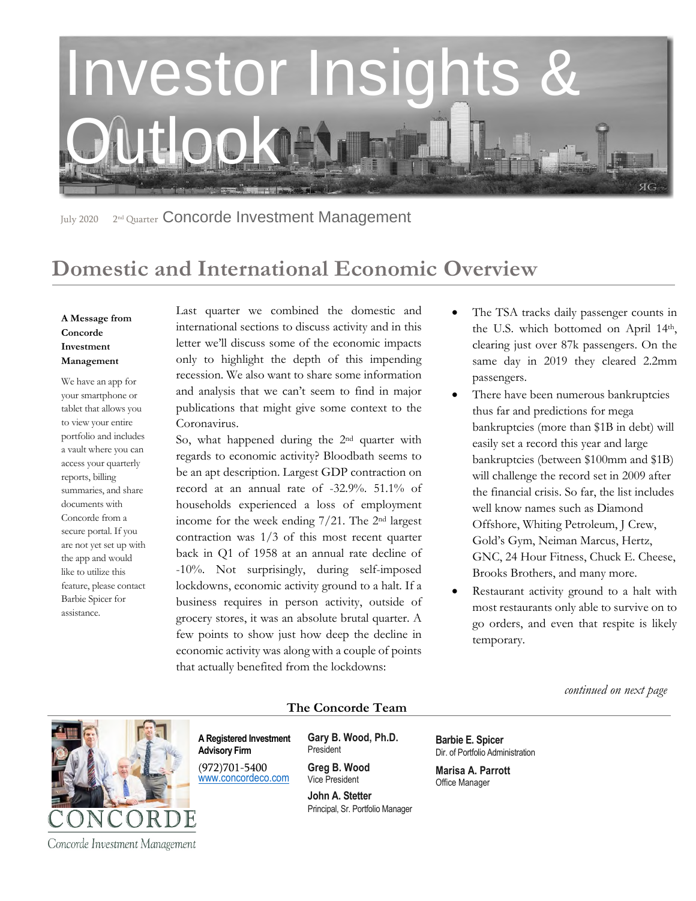# Investor Insights & Outlook

July 2020 2nd Quarter Concorde Investment Management

## Domestic and International Economic Overview

**A Message from Concorde Investment Management**

We have an app for your smartphone or tablet that allows you to view your entire portfolio and includes a vault where you can access your quarterly reports, billing summaries, and share documents with Concorde from a secure portal. If you are not yet set up with the app and would like to utilize this feature, please contact Barbie Spicer for assistance.

Last quarter we combined the domestic and international sections to discuss activity and in this letter we'll discuss some of the economic impacts only to highlight the depth of this impending recession. We also want to share some information and analysis that we can't seem to find in major publications that might give some context to the Coronavirus.

So, what happened during the 2nd quarter with regards to economic activity? Bloodbath seems to be an apt description. Largest GDP contraction on record at an annual rate of -32.9%. 51.1% of households experienced a loss of employment income for the week ending 7/21. The 2nd largest contraction was 1/3 of this most recent quarter back in Q1 of 1958 at an annual rate decline of -10%. Not surprisingly, during self-imposed lockdowns, economic activity ground to a halt. If a business requires in person activity, outside of grocery stores, it was an absolute brutal quarter. A few points to show just how deep the decline in economic activity was along with a couple of points that actually benefited from the lockdowns:

- The TSA tracks daily passenger counts in the U.S. which bottomed on April 14th, clearing just over 87k passengers. On the same day in 2019 they cleared 2.2mm passengers.
- There have been numerous bankruptcies thus far and predictions for mega bankruptcies (more than $1B in debt) will easily set a record this year and large bankruptcies (between $100mm and $1B) will challenge the record set in 2009 after the financial crisis. So far, the list includes well know names such as Diamond Offshore, Whiting Petroleum, J Crew, Gold's Gym, Neiman Marcus, Hertz, GNC, 24 Hour Fitness, Chuck E. Cheese, Brooks Brothers, and many more.
- Restaurant activity ground to a halt with most restaurants only able to survive on to go orders, and even that respite is likely temporary.

*continued on next page*

**The Concorde Team**

**A Registered Investment Advisory Firm**
(972)701-5400
www.concordeco.com

**Gary B. Wood, Ph.D.**
President

**Greg B. Wood**
Vice President

**John A. Stetter**
Principal, Sr. Portfolio Manager

**Barbie E. Spicer**
Dir. of Portfolio Administration

**Marisa A. Parrott**
Office Manager

CONCORDE
Concorde Investment Management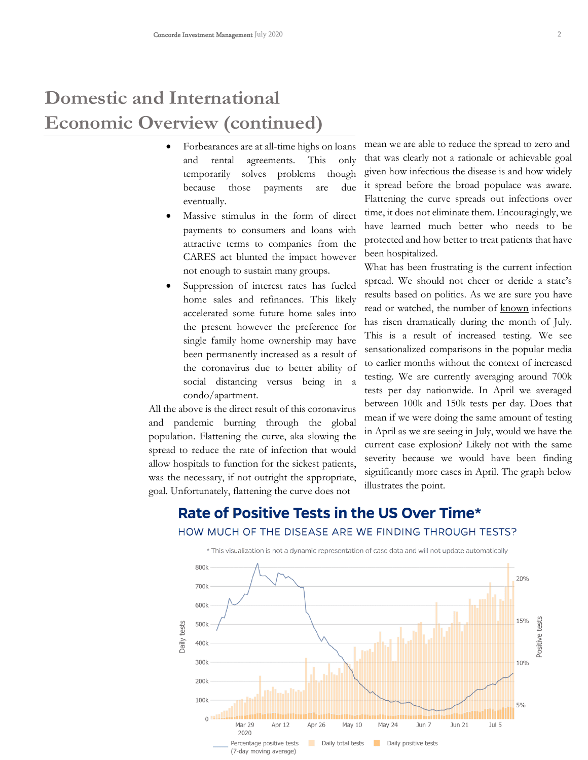# Domestic and International Economic Overview (continued)

- Forbearances are at all-time highs on loans and rental agreements. This only temporarily solves problems though because those payments are due eventually.
- Massive stimulus in the form of direct payments to consumers and loans with attractive terms to companies from the CARES act blunted the impact however not enough to sustain many groups.
- Suppression of interest rates has fueled home sales and refinances. This likely accelerated some future home sales into the present however the preference for single family home ownership may have been permanently increased as a result of the coronavirus due to better ability of social distancing versus being in a condo/apartment.

All the above is the direct result of this coronavirus and pandemic burning through the global population. Flattening the curve, aka slowing the spread to reduce the rate of infection that would allow hospitals to function for the sickest patients, was the necessary, if not outright the appropriate, goal. Unfortunately, flattening the curve does not mean we are able to reduce the spread to zero and that was clearly not a rationale or achievable goal given how infectious the disease is and how widely it spread before the broad populace was aware. Flattening the curve spreads out infections over time, it does not eliminate them. Encouragingly, we have learned much better who needs to be protected and how better to treat patients that have been hospitalized.

What has been frustrating is the current infection spread. We should not cheer or deride a state's results based on politics. As we are sure you have read or watched, the number of known infections has risen dramatically during the month of July. This is a result of increased testing. We see sensationalized comparisons in the popular media to earlier months without the context of increased testing. We are currently averaging around 700k tests per day nationwide. In April we averaged between 100k and 150k tests per day. Does that mean if we were doing the same amount of testing in April as we are seeing in July, would we have the current case explosion? Likely not with the same severity because we would have been finding significantly more cases in April. The graph below illustrates the point.

**Rate of Positive Tests in the US Over Time***

HOW MUCH OF THE DISEASE ARE WE FINDING THROUGH TESTS?

\* This visualization is not a dynamic representation of case data and will not update automatically

Legend: Percentage positive tests (7-day moving average); Daily total tests; Daily positive tests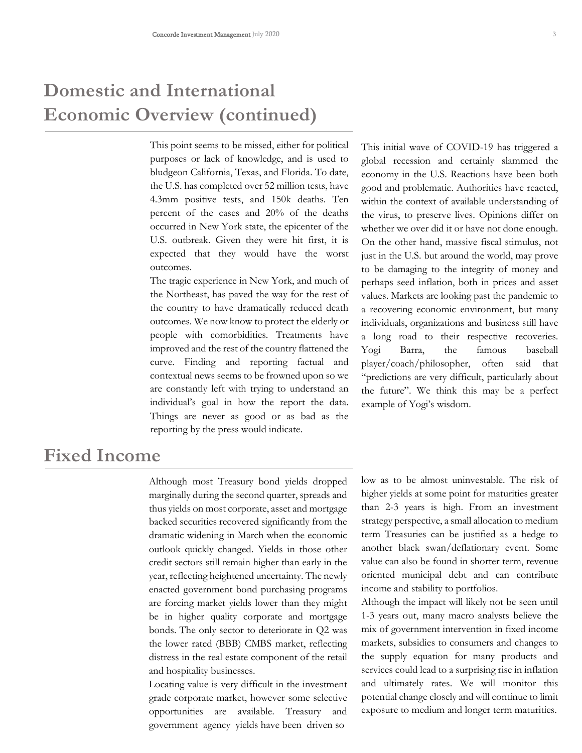# Domestic and International Economic Overview (continued)

This point seems to be missed, either for political purposes or lack of knowledge, and is used to bludgeon California, Texas, and Florida. To date, the U.S. has completed over 52 million tests, have 4.3mm positive tests, and 150k deaths. Ten percent of the cases and 20% of the deaths occurred in New York state, the epicenter of the U.S. outbreak. Given they were hit first, it is expected that they would have the worst outcomes.

The tragic experience in New York, and much of the Northeast, has paved the way for the rest of the country to have dramatically reduced death outcomes. We now know to protect the elderly or people with comorbidities. Treatments have improved and the rest of the country flattened the curve. Finding and reporting factual and contextual news seems to be frowned upon so we are constantly left with trying to understand an individual's goal in how the report the data. Things are never as good or as bad as the reporting by the press would indicate.

This initial wave of COVID-19 has triggered a global recession and certainly slammed the economy in the U.S. Reactions have been both good and problematic. Authorities have reacted, within the context of available understanding of the virus, to preserve lives. Opinions differ on whether we over did it or have not done enough. On the other hand, massive fiscal stimulus, not just in the U.S. but around the world, may prove to be damaging to the integrity of money and perhaps seed inflation, both in prices and asset values. Markets are looking past the pandemic to a recovering economic environment, but many individuals, organizations and business still have a long road to their respective recoveries. Yogi Barra, the famous baseball player/coach/philosopher, often said that "predictions are very difficult, particularly about the future". We think this may be a perfect example of Yogi's wisdom.

# Fixed Income

Although most Treasury bond yields dropped marginally during the second quarter, spreads and thus yields on most corporate, asset and mortgage backed securities recovered significantly from the dramatic widening in March when the economic outlook quickly changed. Yields in those other credit sectors still remain higher than early in the year, reflecting heightened uncertainty. The newly enacted government bond purchasing programs are forcing market yields lower than they might be in higher quality corporate and mortgage bonds. The only sector to deteriorate in Q2 was the lower rated (BBB) CMBS market, reflecting distress in the real estate component of the retail and hospitality businesses.

Locating value is very difficult in the investment grade corporate market, however some selective opportunities are available. Treasury and government agency yields have been driven so low as to be almost uninvestable. The risk of higher yields at some point for maturities greater than 2-3 years is high. From an investment strategy perspective, a small allocation to medium term Treasuries can be justified as a hedge to another black swan/deflationary event. Some value can also be found in shorter term, revenue oriented municipal debt and can contribute income and stability to portfolios.

Although the impact will likely not be seen until 1-3 years out, many macro analysts believe the mix of government intervention in fixed income markets, subsidies to consumers and changes to the supply equation for many products and services could lead to a surprising rise in inflation and ultimately rates. We will monitor this potential change closely and will continue to limit exposure to medium and longer term maturities.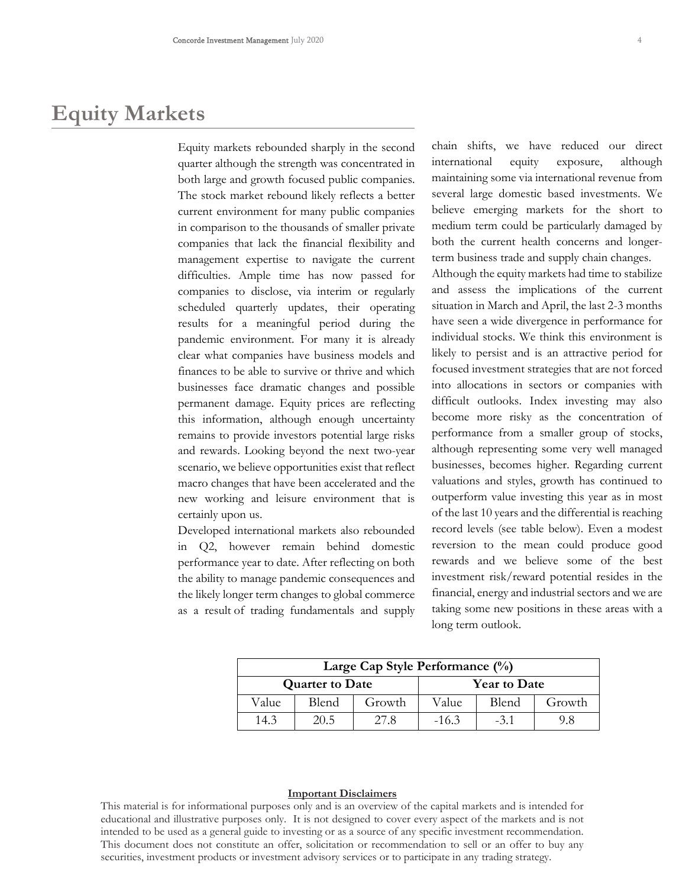# Equity Markets

Equity markets rebounded sharply in the second quarter although the strength was concentrated in both large and growth focused public companies. The stock market rebound likely reflects a better current environment for many public companies in comparison to the thousands of smaller private companies that lack the financial flexibility and management expertise to navigate the current difficulties. Ample time has now passed for companies to disclose, via interim or regularly scheduled quarterly updates, their operating results for a meaningful period during the pandemic environment. For many it is already clear what companies have business models and finances to be able to survive or thrive and which businesses face dramatic changes and possible permanent damage. Equity prices are reflecting this information, although enough uncertainty remains to provide investors potential large risks and rewards. Looking beyond the next two-year scenario, we believe opportunities exist that reflect macro changes that have been accelerated and the new working and leisure environment that is certainly upon us.

Developed international markets also rebounded in Q2, however remain behind domestic performance year to date. After reflecting on both the ability to manage pandemic consequences and the likely longer term changes to global commerce as a result of trading fundamentals and supply chain shifts, we have reduced our direct international equity exposure, although maintaining some via international revenue from several large domestic based investments. We believe emerging markets for the short to medium term could be particularly damaged by both the current health concerns and longer-term business trade and supply chain changes.

Although the equity markets had time to stabilize and assess the implications of the current situation in March and April, the last 2-3 months have seen a wide divergence in performance for individual stocks. We think this environment is likely to persist and is an attractive period for focused investment strategies that are not forced into allocations in sectors or companies with difficult outlooks. Index investing may also become more risky as the concentration of performance from a smaller group of stocks, although representing some very well managed businesses, becomes higher. Regarding current valuations and styles, growth has continued to outperform value investing this year as in most of the last 10 years and the differential is reaching record levels (see table below). Even a modest reversion to the mean could produce good rewards and we believe some of the best investment risk/reward potential resides in the financial, energy and industrial sectors and we are taking some new positions in these areas with a long term outlook.

| **Large Cap Style Performance (%)** | | | | | |
|---|---|---|---|---|---|
| **Quarter to Date** | | | **Year to Date** | | |
| Value | Blend | Growth | Value | Blend | Growth |
| 14.3 | 20.5 | 27.8 | -16.3 | -3.1 | 9.8 |

**Important Disclaimers**

This material is for informational purposes only and is an overview of the capital markets and is intended for educational and illustrative purposes only. It is not designed to cover every aspect of the markets and is not intended to be used as a general guide to investing or as a source of any specific investment recommendation. This document does not constitute an offer, solicitation or recommendation to sell or an offer to buy any securities, investment products or investment advisory services or to participate in any trading strategy.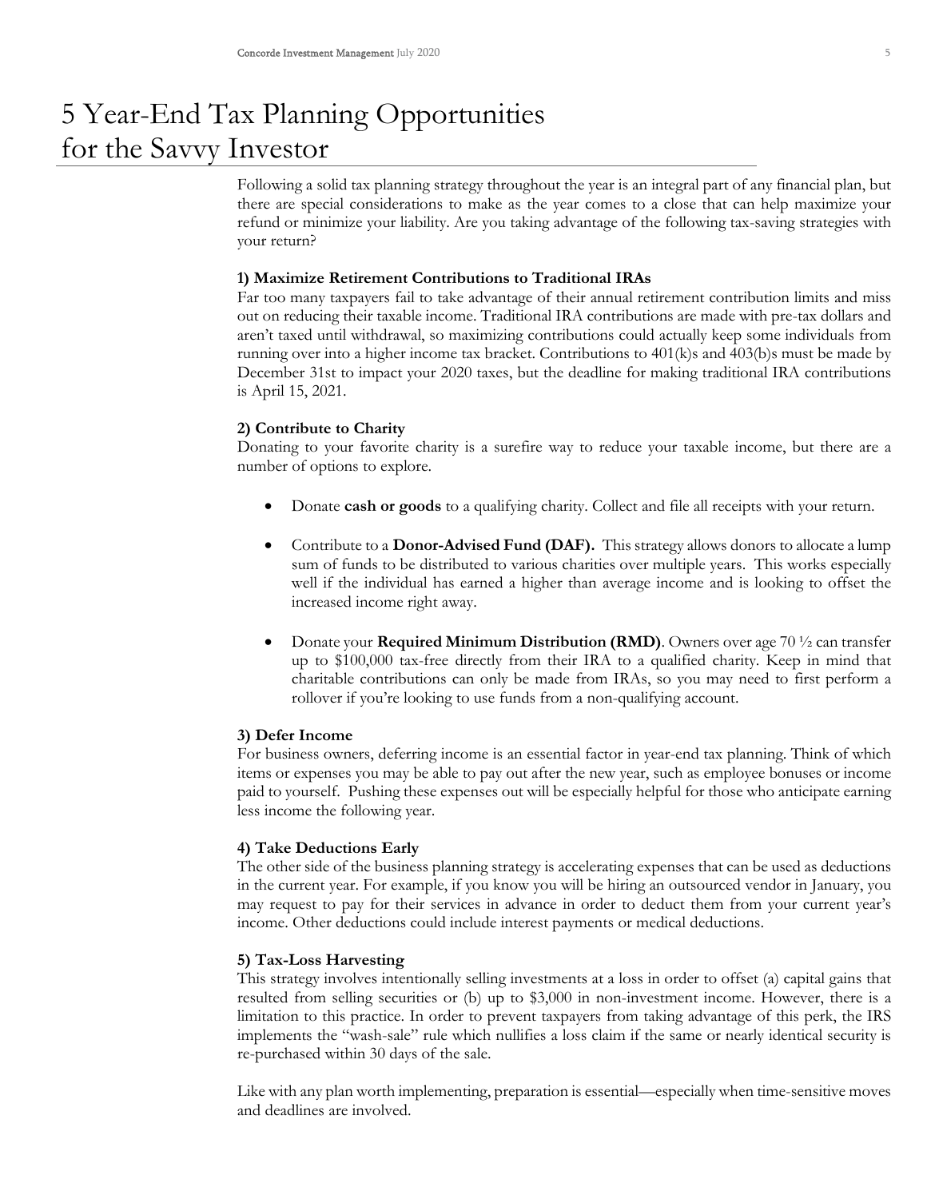# 5 Year-End Tax Planning Opportunities for the Savvy Investor

Following a solid tax planning strategy throughout the year is an integral part of any financial plan, but there are special considerations to make as the year comes to a close that can help maximize your refund or minimize your liability. Are you taking advantage of the following tax-saving strategies with your return?

**1) Maximize Retirement Contributions to Traditional IRAs**

Far too many taxpayers fail to take advantage of their annual retirement contribution limits and miss out on reducing their taxable income. Traditional IRA contributions are made with pre-tax dollars and aren't taxed until withdrawal, so maximizing contributions could actually keep some individuals from running over into a higher income tax bracket. Contributions to 401(k)s and 403(b)s must be made by December 31st to impact your 2020 taxes, but the deadline for making traditional IRA contributions is April 15, 2021.

**2) Contribute to Charity**

Donating to your favorite charity is a surefire way to reduce your taxable income, but there are a number of options to explore.

- Donate **cash or goods** to a qualifying charity. Collect and file all receipts with your return.
- Contribute to a **Donor-Advised Fund (DAF).** This strategy allows donors to allocate a lump sum of funds to be distributed to various charities over multiple years. This works especially well if the individual has earned a higher than average income and is looking to offset the increased income right away.
- Donate your **Required Minimum Distribution (RMD)**. Owners over age 70 ½ can transfer up to $100,000 tax-free directly from their IRA to a qualified charity. Keep in mind that charitable contributions can only be made from IRAs, so you may need to first perform a rollover if you're looking to use funds from a non-qualifying account.

**3) Defer Income**

For business owners, deferring income is an essential factor in year-end tax planning. Think of which items or expenses you may be able to pay out after the new year, such as employee bonuses or income paid to yourself. Pushing these expenses out will be especially helpful for those who anticipate earning less income the following year.

**4) Take Deductions Early**

The other side of the business planning strategy is accelerating expenses that can be used as deductions in the current year. For example, if you know you will be hiring an outsourced vendor in January, you may request to pay for their services in advance in order to deduct them from your current year's income. Other deductions could include interest payments or medical deductions.

**5) Tax-Loss Harvesting**

This strategy involves intentionally selling investments at a loss in order to offset (a) capital gains that resulted from selling securities or (b) up to $3,000 in non-investment income. However, there is a limitation to this practice. In order to prevent taxpayers from taking advantage of this perk, the IRS implements the "wash-sale" rule which nullifies a loss claim if the same or nearly identical security is re-purchased within 30 days of the sale.

Like with any plan worth implementing, preparation is essential—especially when time-sensitive moves and deadlines are involved.